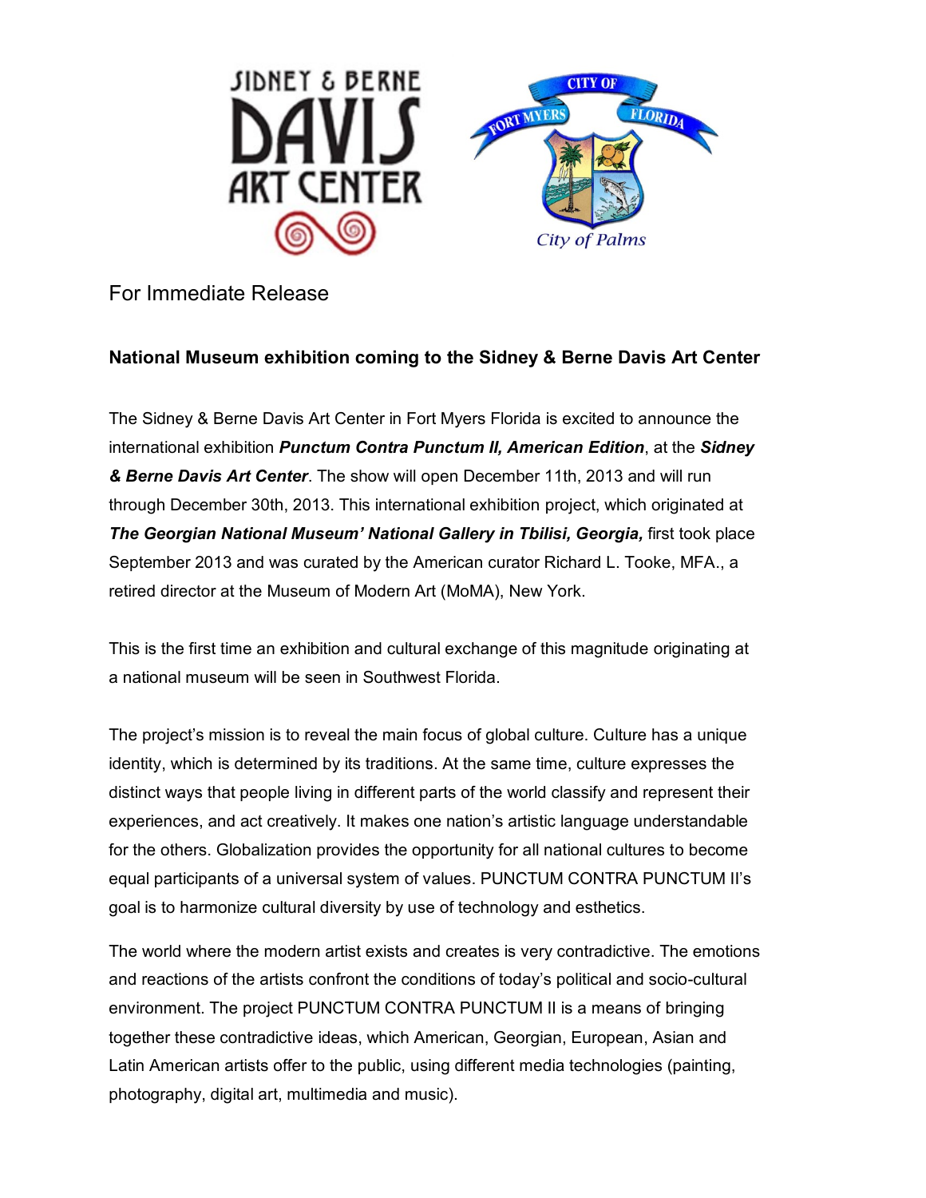For Immediate Release

**National Museum exhibition coming to the Sidney & Berne Davis Art Center**

The Sidney & Berne Davis Art Center in Fort Myers Florida is excited to announce the international exhibition ***Punctum Contra Punctum II, American Edition***, at the ***Sidney & Berne Davis Art Center***. The show will open December 11th, 2013 and will run through December 30th, 2013. This international exhibition project, which originated at ***The Georgian National Museum' National Gallery in Tbilisi, Georgia,*** first took place September 2013 and was curated by the American curator Richard L. Tooke, MFA., a retired director at the Museum of Modern Art (MoMA), New York.

This is the first time an exhibition and cultural exchange of this magnitude originating at a national museum will be seen in Southwest Florida.

The project's mission is to reveal the main focus of global culture. Culture has a unique identity, which is determined by its traditions. At the same time, culture expresses the distinct ways that people living in different parts of the world classify and represent their experiences, and act creatively. It makes one nation's artistic language understandable for the others. Globalization provides the opportunity for all national cultures to become equal participants of a universal system of values. PUNCTUM CONTRA PUNCTUM II's goal is to harmonize cultural diversity by use of technology and esthetics.

The world where the modern artist exists and creates is very contradictive. The emotions and reactions of the artists confront the conditions of today's political and socio-cultural environment. The project PUNCTUM CONTRA PUNCTUM II is a means of bringing together these contradictive ideas, which American, Georgian, European, Asian and Latin American artists offer to the public, using different media technologies (painting, photography, digital art, multimedia and music).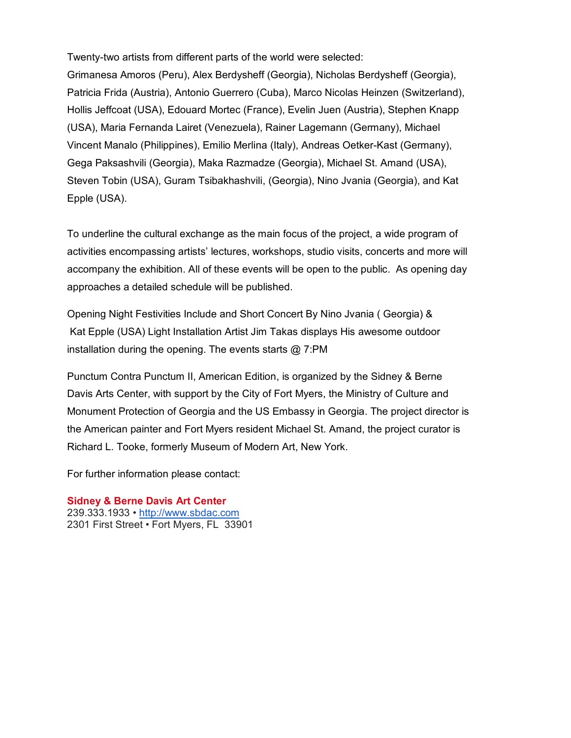Twenty-two artists from different parts of the world were selected:
Grimanesa Amoros (Peru), Alex Berdysheff (Georgia), Nicholas Berdysheff (Georgia), Patricia Frida (Austria), Antonio Guerrero (Cuba), Marco Nicolas Heinzen (Switzerland), Hollis Jeffcoat (USA), Edouard Mortec (France), Evelin Juen (Austria), Stephen Knapp (USA), Maria Fernanda Lairet (Venezuela), Rainer Lagemann (Germany), Michael Vincent Manalo (Philippines), Emilio Merlina (Italy), Andreas Oetker-Kast (Germany), Gega Paksashvili (Georgia), Maka Razmadze (Georgia), Michael St. Amand (USA), Steven Tobin (USA), Guram Tsibakhashvili, (Georgia), Nino Jvania (Georgia), and Kat Epple (USA).

To underline the cultural exchange as the main focus of the project, a wide program of activities encompassing artists' lectures, workshops, studio visits, concerts and more will accompany the exhibition. All of these events will be open to the public. As opening day approaches a detailed schedule will be published.

Opening Night Festivities Include and Short Concert By Nino Jvania ( Georgia) & Kat Epple (USA) Light Installation Artist Jim Takas displays His awesome outdoor installation during the opening. The events starts @ 7:PM

Punctum Contra Punctum II, American Edition, is organized by the Sidney & Berne Davis Arts Center, with support by the City of Fort Myers, the Ministry of Culture and Monument Protection of Georgia and the US Embassy in Georgia. The project director is the American painter and Fort Myers resident Michael St. Amand, the project curator is Richard L. Tooke, formerly Museum of Modern Art, New York.

For further information please contact:

**Sidney & Berne Davis Art Center**
239.333.1933 • [http://www.sbdac.com](http://www.sbdac.com)
2301 First Street • Fort Myers, FL 33901